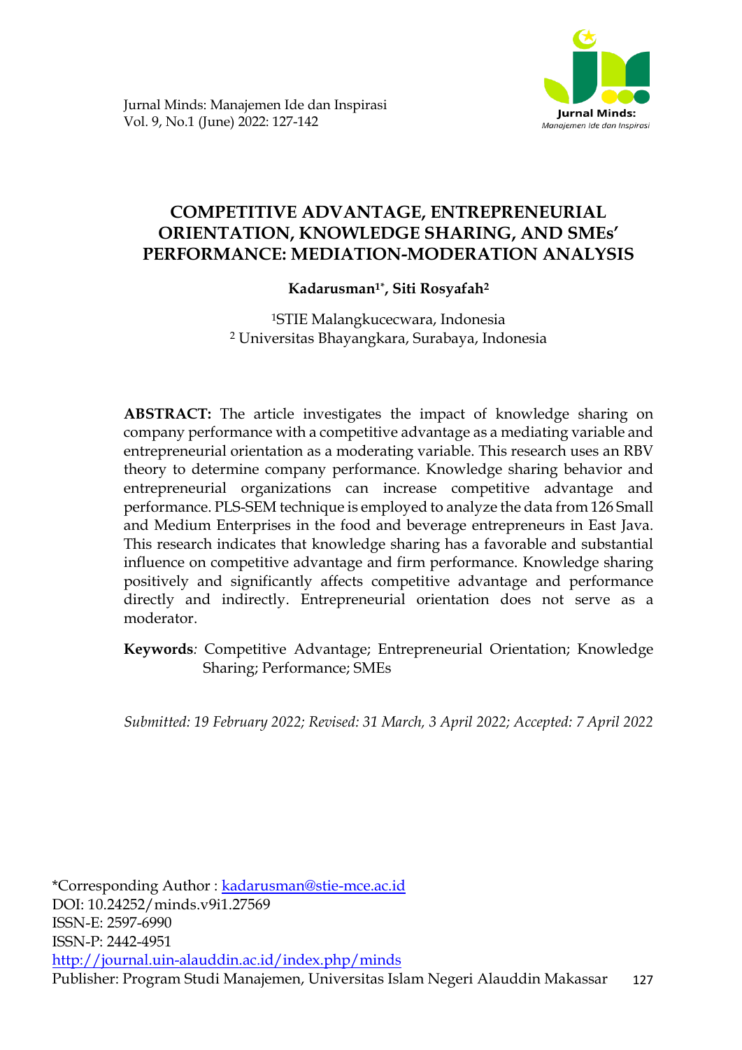# COMPETITIVE ADVANTAGE, ENTREPRENEURIAL ORIENTATION, KNOWLEDGE SHARING, AND SMEs' PERFORMANCE: MEDIATION-MODERATION ANALYSIS

**Kadarusman[1*], Siti Rosyafah[2]**

[1]STIE Malangkucecwara, Indonesia
[2] Universitas Bhayangkara, Surabaya, Indonesia

**ABSTRACT:** The article investigates the impact of knowledge sharing on company performance with a competitive advantage as a mediating variable and entrepreneurial orientation as a moderating variable. This research uses an RBV theory to determine company performance. Knowledge sharing behavior and entrepreneurial organizations can increase competitive advantage and performance. PLS-SEM technique is employed to analyze the data from 126 Small and Medium Enterprises in the food and beverage entrepreneurs in East Java. This research indicates that knowledge sharing has a favorable and substantial influence on competitive advantage and firm performance. Knowledge sharing positively and significantly affects competitive advantage and performance directly and indirectly. Entrepreneurial orientation does not serve as a moderator.

**Keywords***:* Competitive Advantage; Entrepreneurial Orientation; Knowledge Sharing; Performance; SMEs

*Submitted: 19 February 2022; Revised: 31 March, 3 April 2022; Accepted: 7 April 2022*

*Corresponding Author : kadarusman@stie-mce.ac.id
DOI: 10.24252/minds.v9i1.27569
ISSN-E: 2597-6990
ISSN-P: 2442-4951
http://journal.uin-alauddin.ac.id/index.php/minds
Publisher: Program Studi Manajemen, Universitas Islam Negeri Alauddin Makassar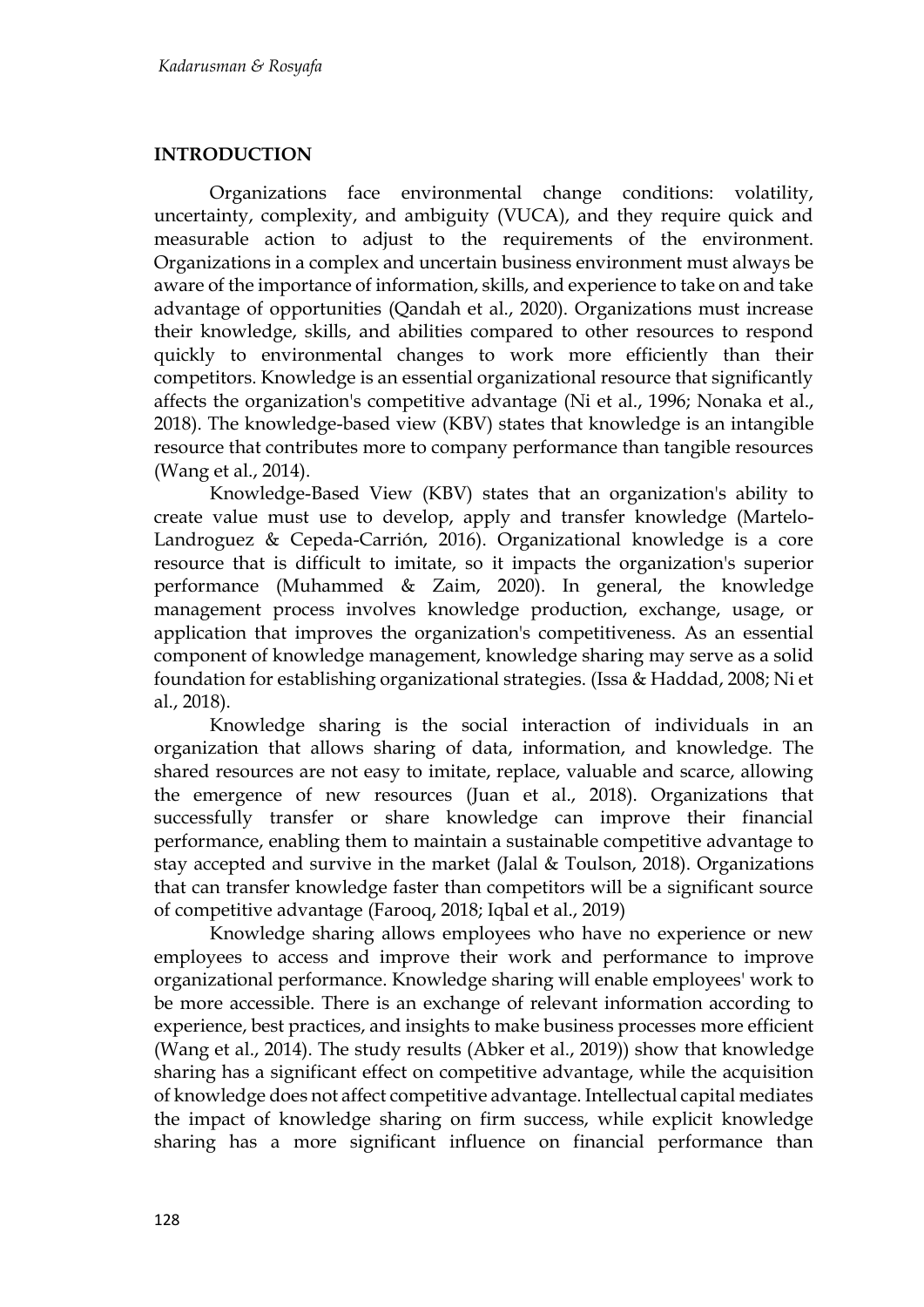## INTRODUCTION

Organizations face environmental change conditions: volatility, uncertainty, complexity, and ambiguity (VUCA), and they require quick and measurable action to adjust to the requirements of the environment. Organizations in a complex and uncertain business environment must always be aware of the importance of information, skills, and experience to take on and take advantage of opportunities (Qandah et al., 2020). Organizations must increase their knowledge, skills, and abilities compared to other resources to respond quickly to environmental changes to work more efficiently than their competitors. Knowledge is an essential organizational resource that significantly affects the organization's competitive advantage (Ni et al., 1996; Nonaka et al., 2018). The knowledge-based view (KBV) states that knowledge is an intangible resource that contributes more to company performance than tangible resources (Wang et al., 2014).

Knowledge-Based View (KBV) states that an organization's ability to create value must use to develop, apply and transfer knowledge (Martelo-Landroguez & Cepeda-Carrión, 2016). Organizational knowledge is a core resource that is difficult to imitate, so it impacts the organization's superior performance (Muhammed & Zaim, 2020). In general, the knowledge management process involves knowledge production, exchange, usage, or application that improves the organization's competitiveness. As an essential component of knowledge management, knowledge sharing may serve as a solid foundation for establishing organizational strategies. (Issa & Haddad, 2008; Ni et al., 2018).

Knowledge sharing is the social interaction of individuals in an organization that allows sharing of data, information, and knowledge. The shared resources are not easy to imitate, replace, valuable and scarce, allowing the emergence of new resources (Juan et al., 2018). Organizations that successfully transfer or share knowledge can improve their financial performance, enabling them to maintain a sustainable competitive advantage to stay accepted and survive in the market (Jalal & Toulson, 2018). Organizations that can transfer knowledge faster than competitors will be a significant source of competitive advantage (Farooq, 2018; Iqbal et al., 2019)

Knowledge sharing allows employees who have no experience or new employees to access and improve their work and performance to improve organizational performance. Knowledge sharing will enable employees' work to be more accessible. There is an exchange of relevant information according to experience, best practices, and insights to make business processes more efficient (Wang et al., 2014). The study results (Abker et al., 2019)) show that knowledge sharing has a significant effect on competitive advantage, while the acquisition of knowledge does not affect competitive advantage. Intellectual capital mediates the impact of knowledge sharing on firm success, while explicit knowledge sharing has a more significant influence on financial performance than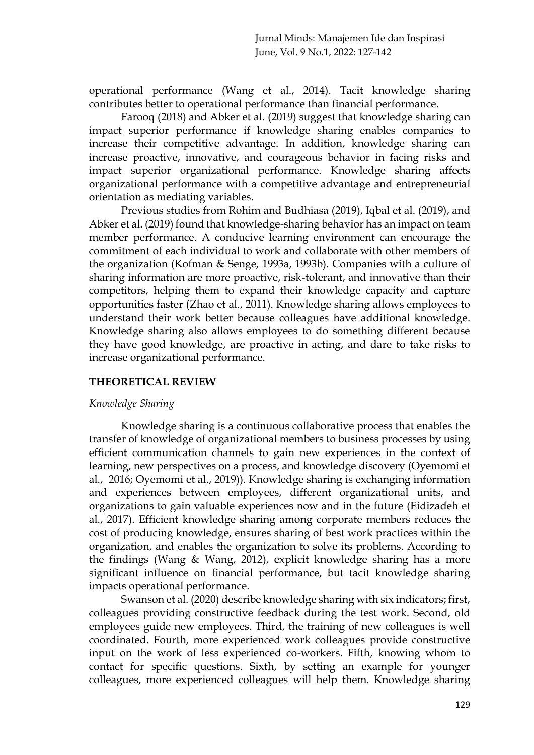operational performance (Wang et al., 2014). Tacit knowledge sharing contributes better to operational performance than financial performance.

Farooq (2018) and Abker et al. (2019) suggest that knowledge sharing can impact superior performance if knowledge sharing enables companies to increase their competitive advantage. In addition, knowledge sharing can increase proactive, innovative, and courageous behavior in facing risks and impact superior organizational performance. Knowledge sharing affects organizational performance with a competitive advantage and entrepreneurial orientation as mediating variables.

Previous studies from Rohim and Budhiasa (2019), Iqbal et al. (2019), and Abker et al. (2019) found that knowledge-sharing behavior has an impact on team member performance. A conducive learning environment can encourage the commitment of each individual to work and collaborate with other members of the organization (Kofman & Senge, 1993a, 1993b). Companies with a culture of sharing information are more proactive, risk-tolerant, and innovative than their competitors, helping them to expand their knowledge capacity and capture opportunities faster (Zhao et al., 2011). Knowledge sharing allows employees to understand their work better because colleagues have additional knowledge. Knowledge sharing also allows employees to do something different because they have good knowledge, are proactive in acting, and dare to take risks to increase organizational performance.

## THEORETICAL REVIEW

### *Knowledge Sharing*

Knowledge sharing is a continuous collaborative process that enables the transfer of knowledge of organizational members to business processes by using efficient communication channels to gain new experiences in the context of learning, new perspectives on a process, and knowledge discovery (Oyemomi et al., 2016; Oyemomi et al., 2019)). Knowledge sharing is exchanging information and experiences between employees, different organizational units, and organizations to gain valuable experiences now and in the future (Eidizadeh et al., 2017). Efficient knowledge sharing among corporate members reduces the cost of producing knowledge, ensures sharing of best work practices within the organization, and enables the organization to solve its problems. According to the findings (Wang & Wang, 2012), explicit knowledge sharing has a more significant influence on financial performance, but tacit knowledge sharing impacts operational performance.

Swanson et al. (2020) describe knowledge sharing with six indicators; first, colleagues providing constructive feedback during the test work. Second, old employees guide new employees. Third, the training of new colleagues is well coordinated. Fourth, more experienced work colleagues provide constructive input on the work of less experienced co-workers. Fifth, knowing whom to contact for specific questions. Sixth, by setting an example for younger colleagues, more experienced colleagues will help them. Knowledge sharing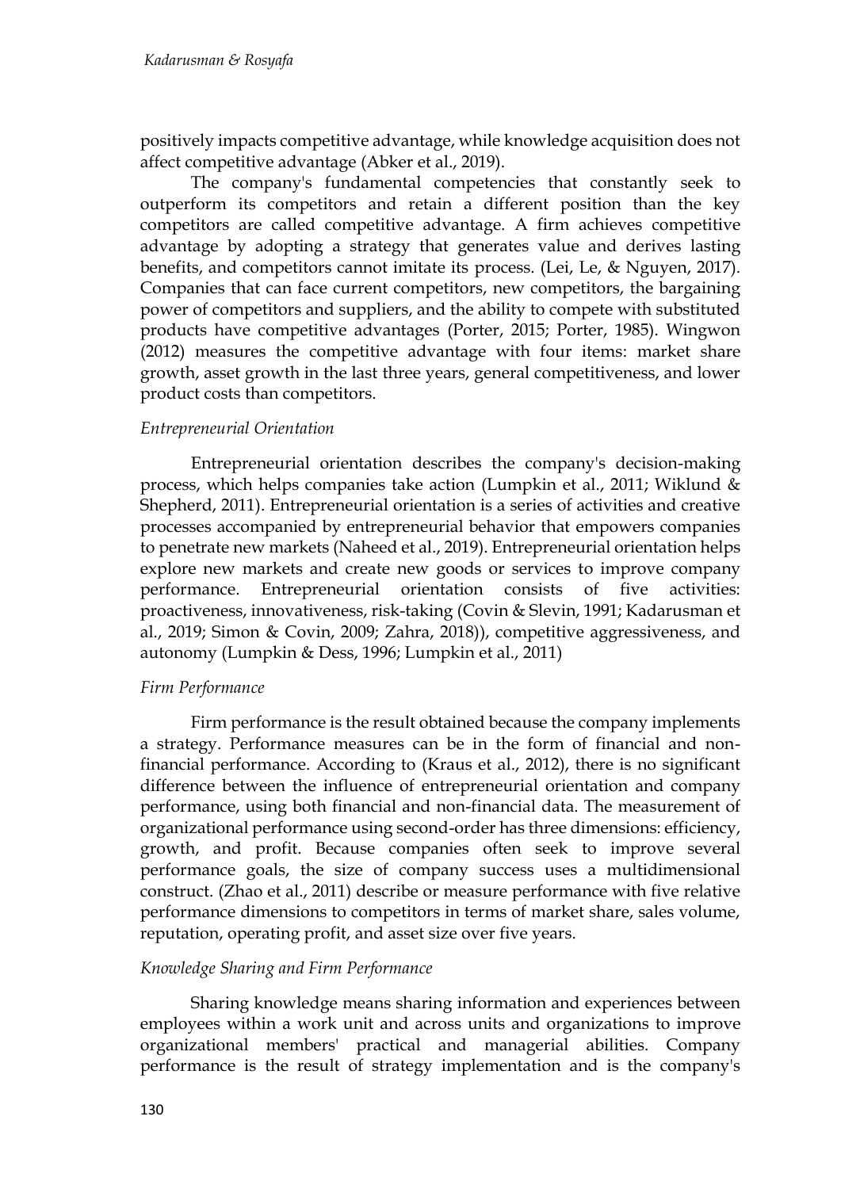positively impacts competitive advantage, while knowledge acquisition does not affect competitive advantage (Abker et al., 2019).

The company's fundamental competencies that constantly seek to outperform its competitors and retain a different position than the key competitors are called competitive advantage. A firm achieves competitive advantage by adopting a strategy that generates value and derives lasting benefits, and competitors cannot imitate its process. (Lei, Le, & Nguyen, 2017). Companies that can face current competitors, new competitors, the bargaining power of competitors and suppliers, and the ability to compete with substituted products have competitive advantages (Porter, 2015; Porter, 1985). Wingwon (2012) measures the competitive advantage with four items: market share growth, asset growth in the last three years, general competitiveness, and lower product costs than competitors.

### *Entrepreneurial Orientation*

Entrepreneurial orientation describes the company's decision-making process, which helps companies take action (Lumpkin et al., 2011; Wiklund & Shepherd, 2011). Entrepreneurial orientation is a series of activities and creative processes accompanied by entrepreneurial behavior that empowers companies to penetrate new markets (Naheed et al., 2019). Entrepreneurial orientation helps explore new markets and create new goods or services to improve company performance. Entrepreneurial orientation consists of five activities: proactiveness, innovativeness, risk-taking (Covin & Slevin, 1991; Kadarusman et al., 2019; Simon & Covin, 2009; Zahra, 2018)), competitive aggressiveness, and autonomy (Lumpkin & Dess, 1996; Lumpkin et al., 2011)

### *Firm Performance*

Firm performance is the result obtained because the company implements a strategy. Performance measures can be in the form of financial and non-financial performance. According to (Kraus et al., 2012), there is no significant difference between the influence of entrepreneurial orientation and company performance, using both financial and non-financial data. The measurement of organizational performance using second-order has three dimensions: efficiency, growth, and profit. Because companies often seek to improve several performance goals, the size of company success uses a multidimensional construct. (Zhao et al., 2011) describe or measure performance with five relative performance dimensions to competitors in terms of market share, sales volume, reputation, operating profit, and asset size over five years.

### *Knowledge Sharing and Firm Performance*

Sharing knowledge means sharing information and experiences between employees within a work unit and across units and organizations to improve organizational members' practical and managerial abilities. Company performance is the result of strategy implementation and is the company's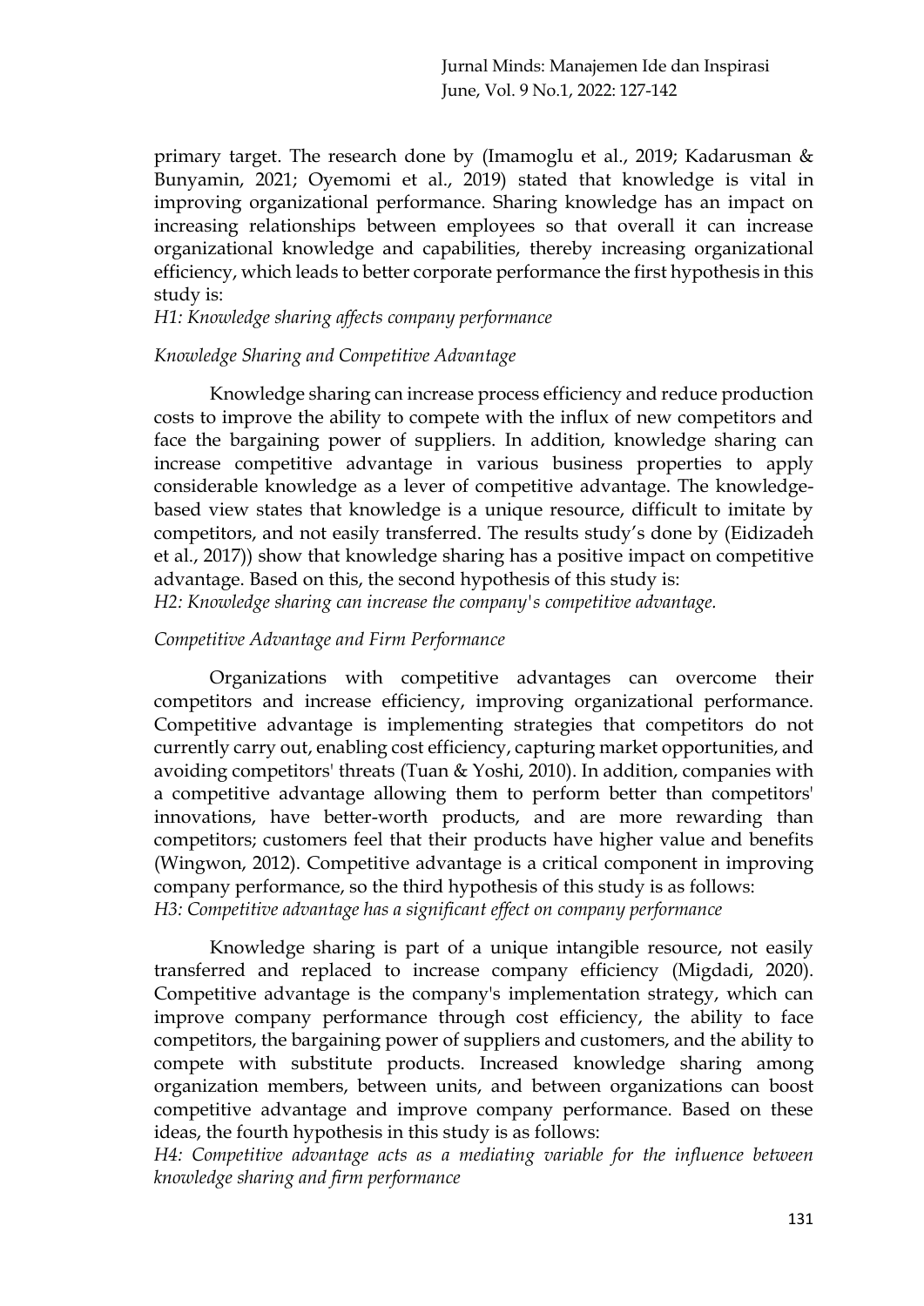primary target. The research done by (Imamoglu et al., 2019; Kadarusman & Bunyamin, 2021; Oyemomi et al., 2019) stated that knowledge is vital in improving organizational performance. Sharing knowledge has an impact on increasing relationships between employees so that overall it can increase organizational knowledge and capabilities, thereby increasing organizational efficiency, which leads to better corporate performance the first hypothesis in this study is:

*H1: Knowledge sharing affects company performance*

*Knowledge Sharing and Competitive Advantage*

Knowledge sharing can increase process efficiency and reduce production costs to improve the ability to compete with the influx of new competitors and face the bargaining power of suppliers. In addition, knowledge sharing can increase competitive advantage in various business properties to apply considerable knowledge as a lever of competitive advantage. The knowledge-based view states that knowledge is a unique resource, difficult to imitate by competitors, and not easily transferred. The results study's done by (Eidizadeh et al., 2017)) show that knowledge sharing has a positive impact on competitive advantage. Based on this, the second hypothesis of this study is:

*H2: Knowledge sharing can increase the company's competitive advantage.*

*Competitive Advantage and Firm Performance*

Organizations with competitive advantages can overcome their competitors and increase efficiency, improving organizational performance. Competitive advantage is implementing strategies that competitors do not currently carry out, enabling cost efficiency, capturing market opportunities, and avoiding competitors' threats (Tuan & Yoshi, 2010). In addition, companies with a competitive advantage allowing them to perform better than competitors' innovations, have better-worth products, and are more rewarding than competitors; customers feel that their products have higher value and benefits (Wingwon, 2012). Competitive advantage is a critical component in improving company performance, so the third hypothesis of this study is as follows:

*H3: Competitive advantage has a significant effect on company performance*

Knowledge sharing is part of a unique intangible resource, not easily transferred and replaced to increase company efficiency (Migdadi, 2020). Competitive advantage is the company's implementation strategy, which can improve company performance through cost efficiency, the ability to face competitors, the bargaining power of suppliers and customers, and the ability to compete with substitute products. Increased knowledge sharing among organization members, between units, and between organizations can boost competitive advantage and improve company performance. Based on these ideas, the fourth hypothesis in this study is as follows:

*H4: Competitive advantage acts as a mediating variable for the influence between knowledge sharing and firm performance*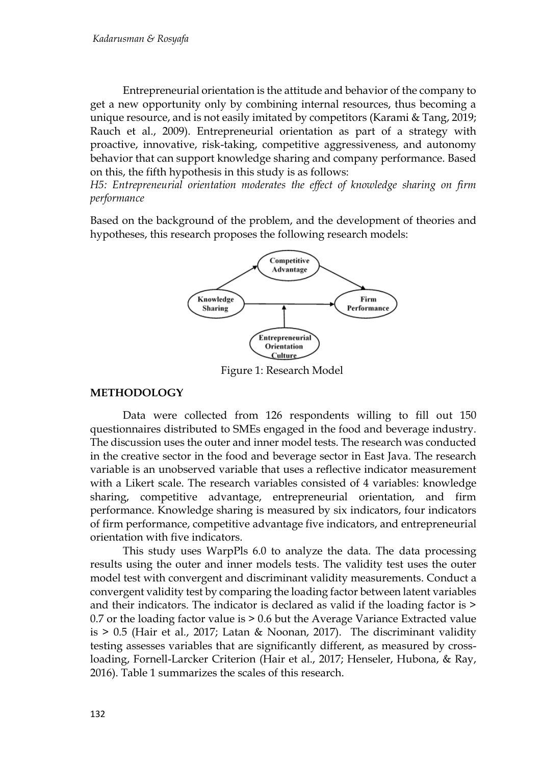Entrepreneurial orientation is the attitude and behavior of the company to get a new opportunity only by combining internal resources, thus becoming a unique resource, and is not easily imitated by competitors (Karami & Tang, 2019; Rauch et al., 2009). Entrepreneurial orientation as part of a strategy with proactive, innovative, risk-taking, competitive aggressiveness, and autonomy behavior that can support knowledge sharing and company performance. Based on this, the fifth hypothesis in this study is as follows:

*H5: Entrepreneurial orientation moderates the effect of knowledge sharing on firm performance*

Based on the background of the problem, and the development of theories and hypotheses, this research proposes the following research models:

Competitive Advantage

Knowledge Sharing

Firm Performance

Entrepreneurial Orientation Culture

Figure 1: Research Model

## METHODOLOGY

Data were collected from 126 respondents willing to fill out 150 questionnaires distributed to SMEs engaged in the food and beverage industry. The discussion uses the outer and inner model tests. The research was conducted in the creative sector in the food and beverage sector in East Java. The research variable is an unobserved variable that uses a reflective indicator measurement with a Likert scale. The research variables consisted of 4 variables: knowledge sharing, competitive advantage, entrepreneurial orientation, and firm performance. Knowledge sharing is measured by six indicators, four indicators of firm performance, competitive advantage five indicators, and entrepreneurial orientation with five indicators.

This study uses WarpPls 6.0 to analyze the data. The data processing results using the outer and inner models tests. The validity test uses the outer model test with convergent and discriminant validity measurements. Conduct a convergent validity test by comparing the loading factor between latent variables and their indicators. The indicator is declared as valid if the loading factor is > 0.7 or the loading factor value is > 0.6 but the Average Variance Extracted value is > 0.5 (Hair et al., 2017; Latan & Noonan, 2017). The discriminant validity testing assesses variables that are significantly different, as measured by cross-loading, Fornell-Larcker Criterion (Hair et al., 2017; Henseler, Hubona, & Ray, 2016). Table 1 summarizes the scales of this research.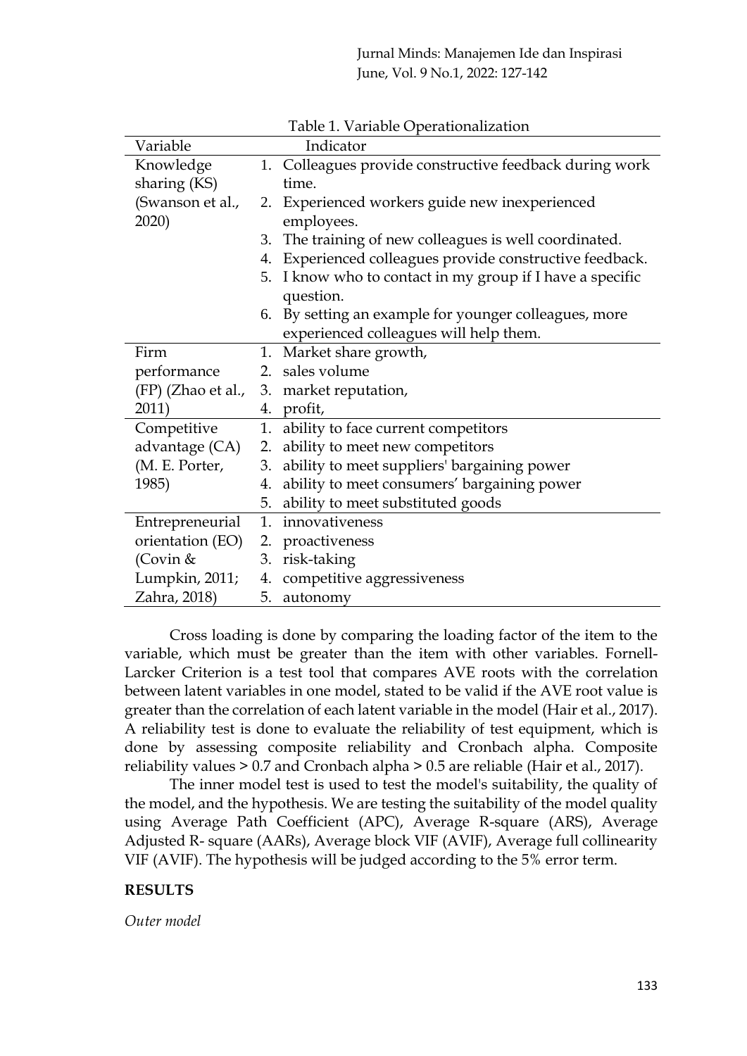Table 1. Variable Operationalization

| Variable | Indicator |
| --- | --- |
| Knowledge sharing (KS) (Swanson et al., 2020) | 1. Colleagues provide constructive feedback during work time. 2. Experienced workers guide new inexperienced employees. 3. The training of new colleagues is well coordinated. 4. Experienced colleagues provide constructive feedback. 5. I know who to contact in my group if I have a specific question. 6. By setting an example for younger colleagues, more experienced colleagues will help them. |
| Firm performance (FP) (Zhao et al., 2011) | 1. Market share growth, 2. sales volume 3. market reputation, 4. profit, |
| Competitive advantage (CA) (M. E. Porter, 1985) | 1. ability to face current competitors 2. ability to meet new competitors 3. ability to meet suppliers' bargaining power 4. ability to meet consumers' bargaining power 5. ability to meet substituted goods |
| Entrepreneurial orientation (EO) (Covin & Lumpkin, 2011; Zahra, 2018) | 1. innovativeness 2. proactiveness 3. risk-taking 4. competitive aggressiveness 5. autonomy |

Cross loading is done by comparing the loading factor of the item to the variable, which must be greater than the item with other variables. Fornell-Larcker Criterion is a test tool that compares AVE roots with the correlation between latent variables in one model, stated to be valid if the AVE root value is greater than the correlation of each latent variable in the model (Hair et al., 2017). A reliability test is done to evaluate the reliability of test equipment, which is done by assessing composite reliability and Cronbach alpha. Composite reliability values > 0.7 and Cronbach alpha > 0.5 are reliable (Hair et al., 2017).

The inner model test is used to test the model's suitability, the quality of the model, and the hypothesis. We are testing the suitability of the model quality using Average Path Coefficient (APC), Average R-square (ARS), Average Adjusted R- square (AARs), Average block VIF (AVIF), Average full collinearity VIF (AVIF). The hypothesis will be judged according to the 5% error term.

## RESULTS

*Outer model*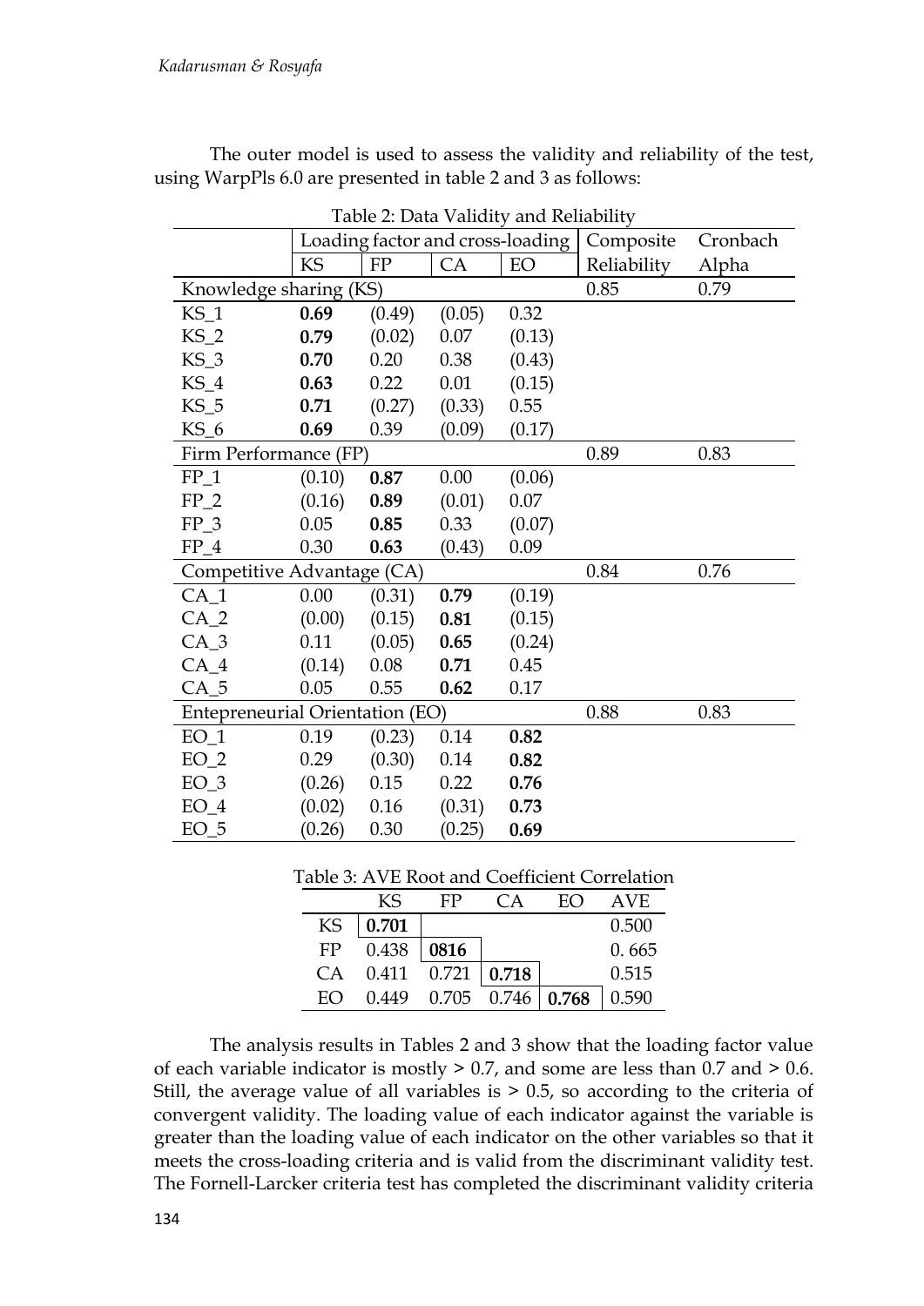The outer model is used to assess the validity and reliability of the test, using WarpPls 6.0 are presented in table 2 and 3 as follows:

Table 2: Data Validity and Reliability

| | Loading factor and cross-loading | | | | Composite | Cronbach |
|---|---|---|---|---|---|---|
| | KS | FP | CA | EO | Reliability | Alpha |
| Knowledge sharing (KS) | | | | | 0.85 | 0.79 |
| KS_1 | **0.69** | (0.49) | (0.05) | 0.32 | | |
| KS_2 | **0.79** | (0.02) | 0.07 | (0.13) | | |
| KS_3 | **0.70** | 0.20 | 0.38 | (0.43) | | |
| KS_4 | **0.63** | 0.22 | 0.01 | (0.15) | | |
| KS_5 | **0.71** | (0.27) | (0.33) | 0.55 | | |
| KS_6 | **0.69** | 0.39 | (0.09) | (0.17) | | |
| Firm Performance (FP) | | | | | 0.89 | 0.83 |
| FP_1 | (0.10) | **0.87** | 0.00 | (0.06) | | |
| FP_2 | (0.16) | **0.89** | (0.01) | 0.07 | | |
| FP_3 | 0.05 | **0.85** | 0.33 | (0.07) | | |
| FP_4 | 0.30 | **0.63** | (0.43) | 0.09 | | |
| Competitive Advantage (CA) | | | | | 0.84 | 0.76 |
| CA_1 | 0.00 | (0.31) | **0.79** | (0.19) | | |
| CA_2 | (0.00) | (0.15) | **0.81** | (0.15) | | |
| CA_3 | 0.11 | (0.05) | **0.65** | (0.24) | | |
| CA_4 | (0.14) | 0.08 | **0.71** | 0.45 | | |
| CA_5 | 0.05 | 0.55 | **0.62** | 0.17 | | |
| Entepreneurial Orientation (EO) | | | | | 0.88 | 0.83 |
| EO_1 | 0.19 | (0.23) | 0.14 | **0.82** | | |
| EO_2 | 0.29 | (0.30) | 0.14 | **0.82** | | |
| EO_3 | (0.26) | 0.15 | 0.22 | **0.76** | | |
| EO_4 | (0.02) | 0.16 | (0.31) | **0.73** | | |
| EO_5 | (0.26) | 0.30 | (0.25) | **0.69** | | |

Table 3: AVE Root and Coefficient Correlation

| | KS | FP | CA | EO | AVE |
|---|---|---|---|---|---|
| KS | **0.701** | | | | 0.500 |
| FP | 0.438 | **0816** | | | 0. 665 |
| CA | 0.411 | 0.721 | **0.718** | | 0.515 |
| EO | 0.449 | 0.705 | 0.746 | **0.768** | 0.590 |

The analysis results in Tables 2 and 3 show that the loading factor value of each variable indicator is mostly > 0.7, and some are less than 0.7 and > 0.6. Still, the average value of all variables is > 0.5, so according to the criteria of convergent validity. The loading value of each indicator against the variable is greater than the loading value of each indicator on the other variables so that it meets the cross-loading criteria and is valid from the discriminant validity test. The Fornell-Larcker criteria test has completed the discriminant validity criteria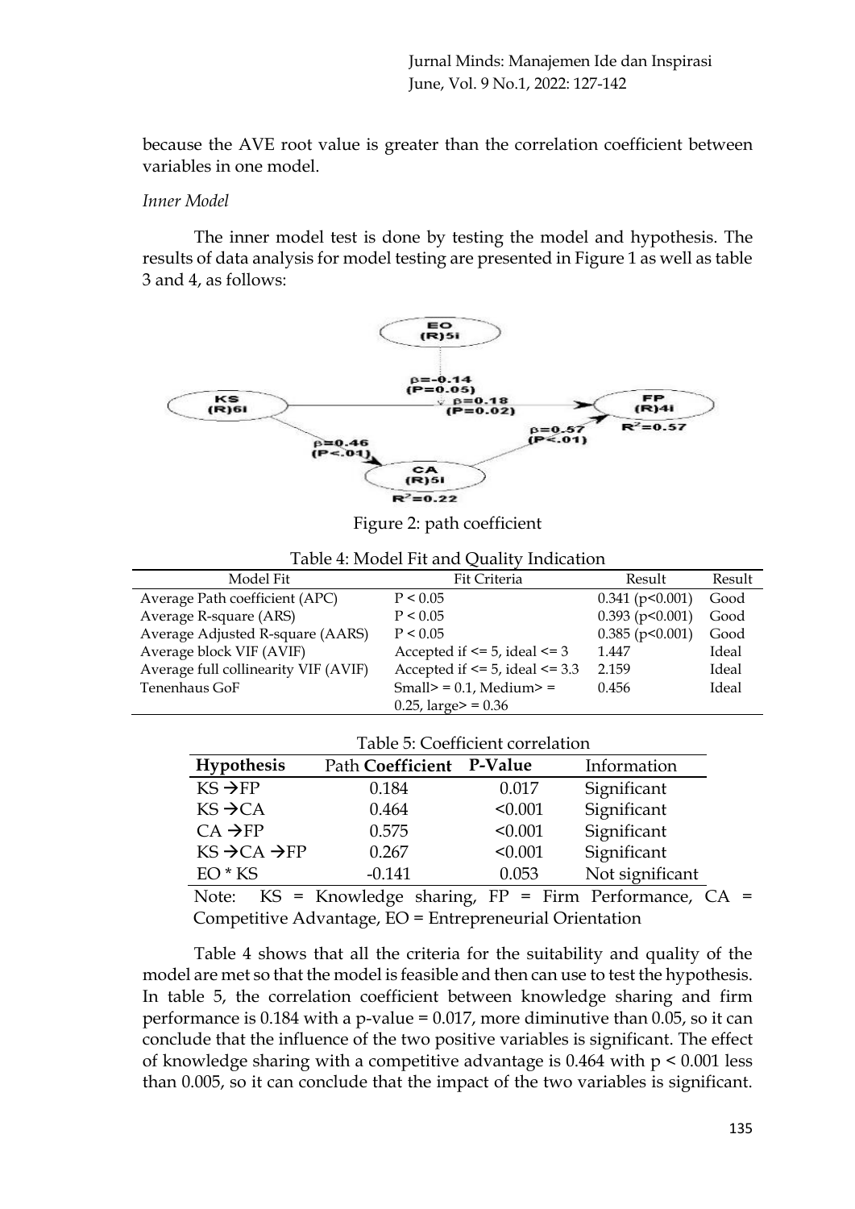because the AVE root value is greater than the correlation coefficient between variables in one model.

*Inner Model*

The inner model test is done by testing the model and hypothesis. The results of data analysis for model testing are presented in Figure 1 as well as table 3 and 4, as follows:

EO
(R)5i

KS
(R)6i

FP
(R)4i

CA
(R)5i

β=-0.14
(P=0.05)

β=0.18
(P=0.02)

β=0.57
(P<.01)

β=0.46
(P<.01)

R²=0.57

R²=0.22

Figure 2: path coefficient

Table 4: Model Fit and Quality Indication

| Model Fit | Fit Criteria | Result | Result |
|---|---|---|---|
| Average Path coefficient (APC) | P < 0.05 | 0.341 (p<0.001) | Good |
| Average R-square (ARS) | P < 0.05 | 0.393 (p<0.001) | Good |
| Average Adjusted R-square (AARS) | P < 0.05 | 0.385 (p<0.001) | Good |
| Average block VIF (AVIF) | Accepted if <= 5, ideal <= 3 | 1.447 | Ideal |
| Average full collinearity VIF (AVIF) | Accepted if <= 5, ideal <= 3.3 | 2.159 | Ideal |
| Tenenhaus GoF | Small> = 0.1, Medium> = 0.25, large> = 0.36 | 0.456 | Ideal |

Table 5: Coefficient correlation

| **Hypothesis** | Path **Coefficient** | **P-Value** | Information |
|---|---|---|---|
| KS →FP | 0.184 | 0.017 | Significant |
| KS →CA | 0.464 | <0.001 | Significant |
| CA →FP | 0.575 | <0.001 | Significant |
| KS →CA →FP | 0.267 | <0.001 | Significant |
| EO * KS | -0.141 | 0.053 | Not significant |

Note: KS = Knowledge sharing, FP = Firm Performance, CA = Competitive Advantage, EO = Entrepreneurial Orientation

Table 4 shows that all the criteria for the suitability and quality of the model are met so that the model is feasible and then can use to test the hypothesis. In table 5, the correlation coefficient between knowledge sharing and firm performance is 0.184 with a p-value = 0.017, more diminutive than 0.05, so it can conclude that the influence of the two positive variables is significant. The effect of knowledge sharing with a competitive advantage is 0.464 with $p < 0.001$ less than 0.005, so it can conclude that the impact of the two variables is significant.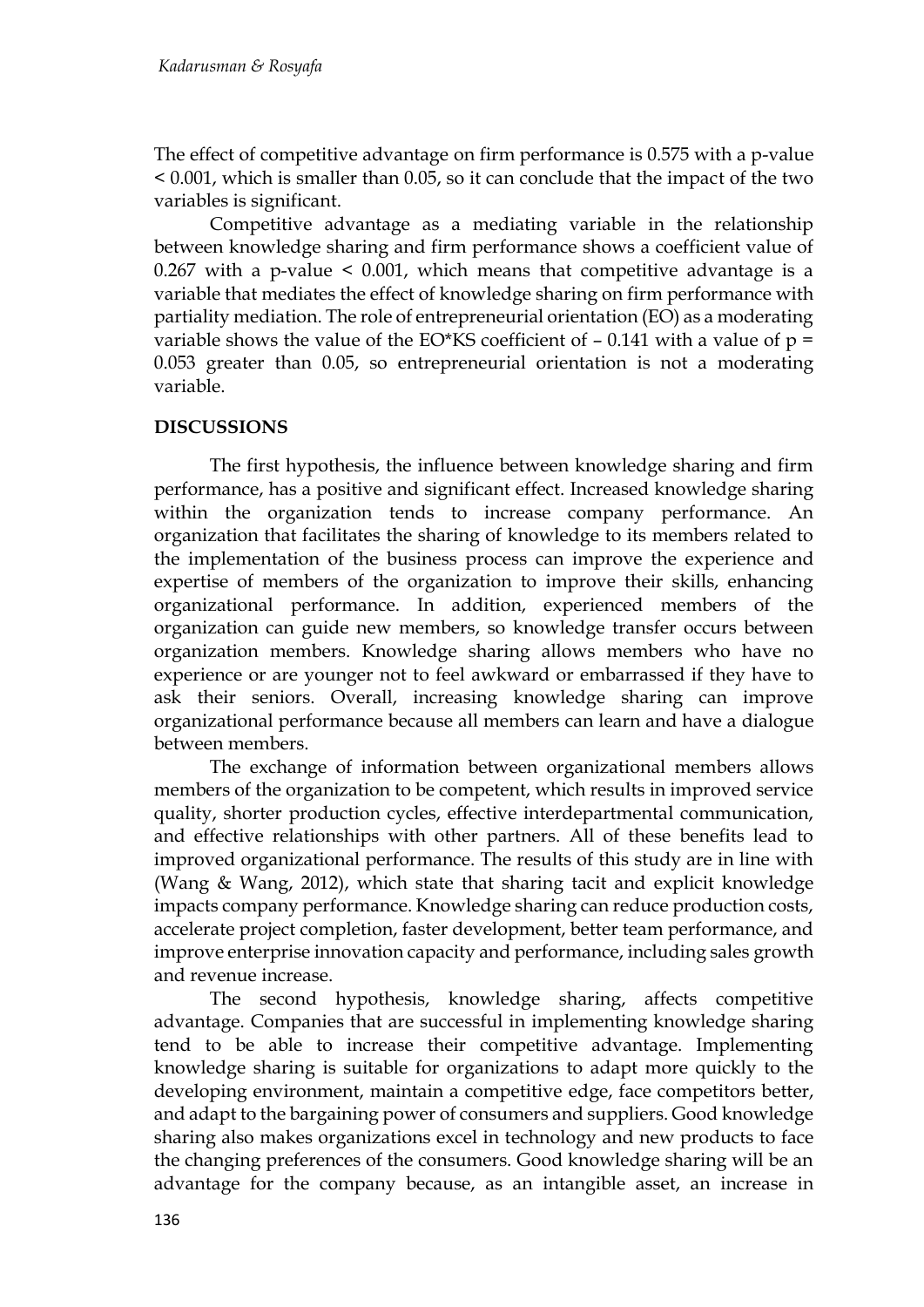The effect of competitive advantage on firm performance is 0.575 with a p-value $< 0.001$, which is smaller than 0.05, so it can conclude that the impact of the two variables is significant.

Competitive advantage as a mediating variable in the relationship between knowledge sharing and firm performance shows a coefficient value of 0.267 with a p-value $< 0.001$, which means that competitive advantage is a variable that mediates the effect of knowledge sharing on firm performance with partiality mediation. The role of entrepreneurial orientation (EO) as a moderating variable shows the value of the EO*KS coefficient of – 0.141 with a value of $p = 0.053$ greater than 0.05, so entrepreneurial orientation is not a moderating variable.

## DISCUSSIONS

The first hypothesis, the influence between knowledge sharing and firm performance, has a positive and significant effect. Increased knowledge sharing within the organization tends to increase company performance. An organization that facilitates the sharing of knowledge to its members related to the implementation of the business process can improve the experience and expertise of members of the organization to improve their skills, enhancing organizational performance. In addition, experienced members of the organization can guide new members, so knowledge transfer occurs between organization members. Knowledge sharing allows members who have no experience or are younger not to feel awkward or embarrassed if they have to ask their seniors. Overall, increasing knowledge sharing can improve organizational performance because all members can learn and have a dialogue between members.

The exchange of information between organizational members allows members of the organization to be competent, which results in improved service quality, shorter production cycles, effective interdepartmental communication, and effective relationships with other partners. All of these benefits lead to improved organizational performance. The results of this study are in line with (Wang & Wang, 2012), which state that sharing tacit and explicit knowledge impacts company performance. Knowledge sharing can reduce production costs, accelerate project completion, faster development, better team performance, and improve enterprise innovation capacity and performance, including sales growth and revenue increase.

The second hypothesis, knowledge sharing, affects competitive advantage. Companies that are successful in implementing knowledge sharing tend to be able to increase their competitive advantage. Implementing knowledge sharing is suitable for organizations to adapt more quickly to the developing environment, maintain a competitive edge, face competitors better, and adapt to the bargaining power of consumers and suppliers. Good knowledge sharing also makes organizations excel in technology and new products to face the changing preferences of the consumers. Good knowledge sharing will be an advantage for the company because, as an intangible asset, an increase in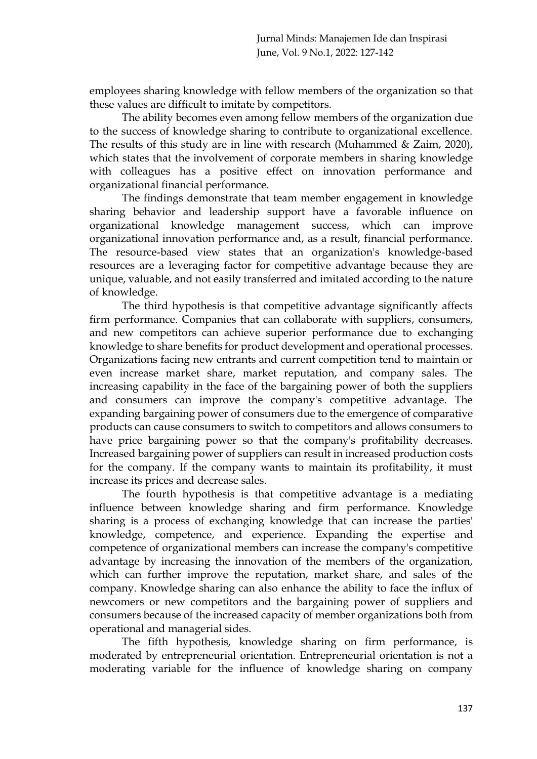employees sharing knowledge with fellow members of the organization so that these values are difficult to imitate by competitors.

The ability becomes even among fellow members of the organization due to the success of knowledge sharing to contribute to organizational excellence. The results of this study are in line with research (Muhammed & Zaim, 2020), which states that the involvement of corporate members in sharing knowledge with colleagues has a positive effect on innovation performance and organizational financial performance.

The findings demonstrate that team member engagement in knowledge sharing behavior and leadership support have a favorable influence on organizational knowledge management success, which can improve organizational innovation performance and, as a result, financial performance. The resource-based view states that an organization's knowledge-based resources are a leveraging factor for competitive advantage because they are unique, valuable, and not easily transferred and imitated according to the nature of knowledge.

The third hypothesis is that competitive advantage significantly affects firm performance. Companies that can collaborate with suppliers, consumers, and new competitors can achieve superior performance due to exchanging knowledge to share benefits for product development and operational processes. Organizations facing new entrants and current competition tend to maintain or even increase market share, market reputation, and company sales. The increasing capability in the face of the bargaining power of both the suppliers and consumers can improve the company's competitive advantage. The expanding bargaining power of consumers due to the emergence of comparative products can cause consumers to switch to competitors and allows consumers to have price bargaining power so that the company's profitability decreases. Increased bargaining power of suppliers can result in increased production costs for the company. If the company wants to maintain its profitability, it must increase its prices and decrease sales.

The fourth hypothesis is that competitive advantage is a mediating influence between knowledge sharing and firm performance. Knowledge sharing is a process of exchanging knowledge that can increase the parties' knowledge, competence, and experience. Expanding the expertise and competence of organizational members can increase the company's competitive advantage by increasing the innovation of the members of the organization, which can further improve the reputation, market share, and sales of the company. Knowledge sharing can also enhance the ability to face the influx of newcomers or new competitors and the bargaining power of suppliers and consumers because of the increased capacity of member organizations both from operational and managerial sides.

The fifth hypothesis, knowledge sharing on firm performance, is moderated by entrepreneurial orientation. Entrepreneurial orientation is not a moderating variable for the influence of knowledge sharing on company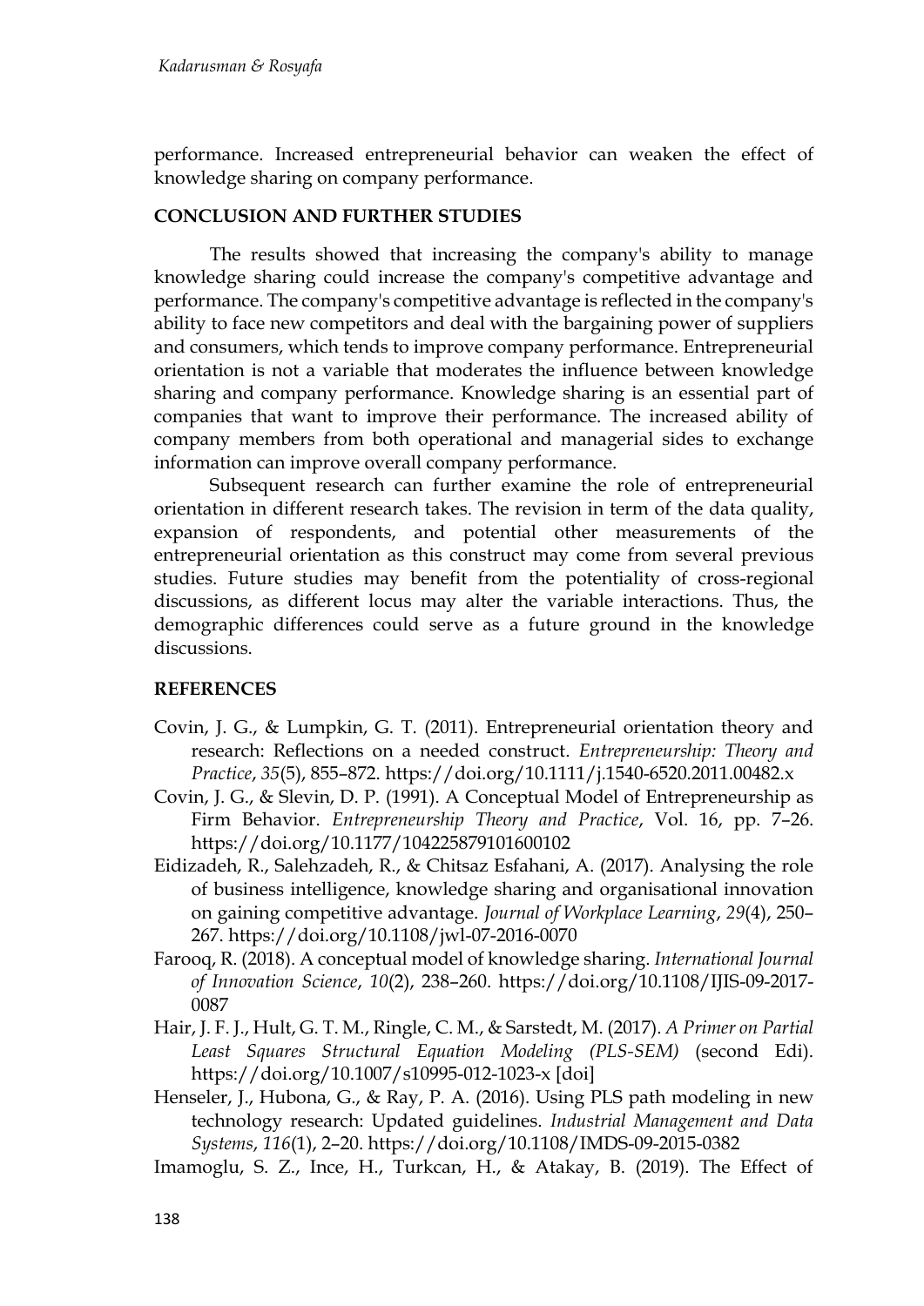performance. Increased entrepreneurial behavior can weaken the effect of knowledge sharing on company performance.

## CONCLUSION AND FURTHER STUDIES

The results showed that increasing the company's ability to manage knowledge sharing could increase the company's competitive advantage and performance. The company's competitive advantage is reflected in the company's ability to face new competitors and deal with the bargaining power of suppliers and consumers, which tends to improve company performance. Entrepreneurial orientation is not a variable that moderates the influence between knowledge sharing and company performance. Knowledge sharing is an essential part of companies that want to improve their performance. The increased ability of company members from both operational and managerial sides to exchange information can improve overall company performance.

Subsequent research can further examine the role of entrepreneurial orientation in different research takes. The revision in term of the data quality, expansion of respondents, and potential other measurements of the entrepreneurial orientation as this construct may come from several previous studies. Future studies may benefit from the potentiality of cross-regional discussions, as different locus may alter the variable interactions. Thus, the demographic differences could serve as a future ground in the knowledge discussions.

## REFERENCES

Covin, J. G., & Lumpkin, G. T. (2011). Entrepreneurial orientation theory and research: Reflections on a needed construct. *Entrepreneurship: Theory and Practice*, *35*(5), 855–872. https://doi.org/10.1111/j.1540-6520.2011.00482.x

Covin, J. G., & Slevin, D. P. (1991). A Conceptual Model of Entrepreneurship as Firm Behavior. *Entrepreneurship Theory and Practice*, Vol. 16, pp. 7–26. https://doi.org/10.1177/104225879101600102

Eidizadeh, R., Salehzadeh, R., & Chitsaz Esfahani, A. (2017). Analysing the role of business intelligence, knowledge sharing and organisational innovation on gaining competitive advantage. *Journal of Workplace Learning*, *29*(4), 250–267. https://doi.org/10.1108/jwl-07-2016-0070

Farooq, R. (2018). A conceptual model of knowledge sharing. *International Journal of Innovation Science*, *10*(2), 238–260. https://doi.org/10.1108/IJIS-09-2017-0087

Hair, J. F. J., Hult, G. T. M., Ringle, C. M., & Sarstedt, M. (2017). *A Primer on Partial Least Squares Structural Equation Modeling (PLS-SEM)* (second Edi). https://doi.org/10.1007/s10995-012-1023-x [doi]

Henseler, J., Hubona, G., & Ray, P. A. (2016). Using PLS path modeling in new technology research: Updated guidelines. *Industrial Management and Data Systems*, *116*(1), 2–20. https://doi.org/10.1108/IMDS-09-2015-0382

Imamoglu, S. Z., Ince, H., Turkcan, H., & Atakay, B. (2019). The Effect of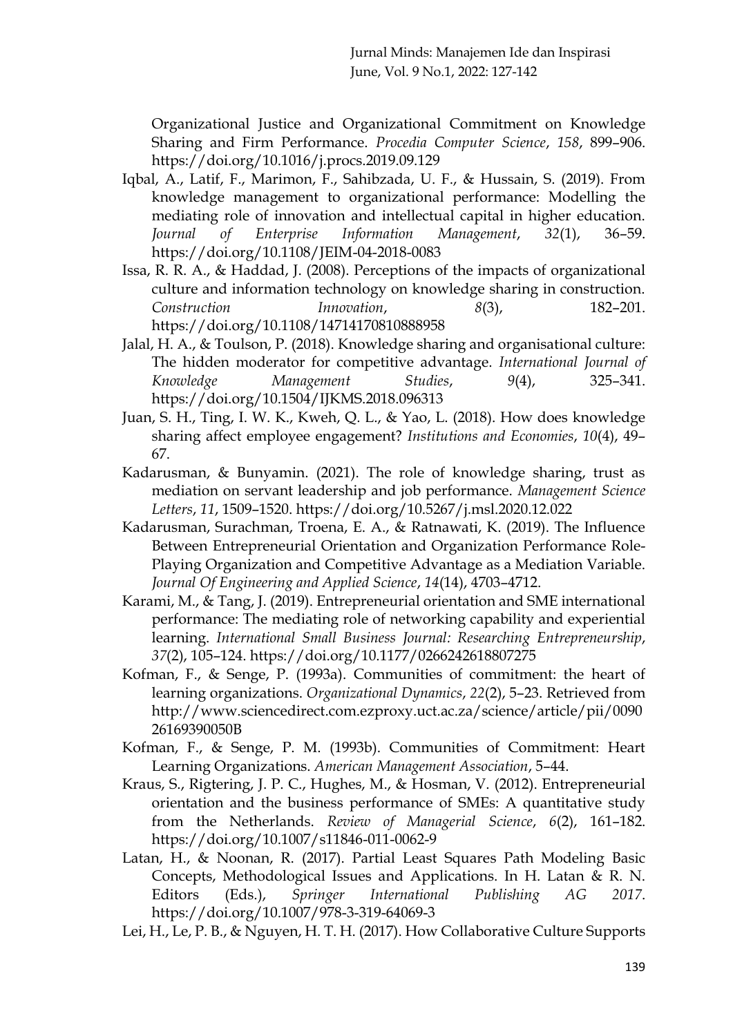Organizational Justice and Organizational Commitment on Knowledge Sharing and Firm Performance. *Procedia Computer Science*, *158*, 899–906. https://doi.org/10.1016/j.procs.2019.09.129

Iqbal, A., Latif, F., Marimon, F., Sahibzada, U. F., & Hussain, S. (2019). From knowledge management to organizational performance: Modelling the mediating role of innovation and intellectual capital in higher education. *Journal of Enterprise Information Management*, *32*(1), 36–59. https://doi.org/10.1108/JEIM-04-2018-0083

Issa, R. R. A., & Haddad, J. (2008). Perceptions of the impacts of organizational culture and information technology on knowledge sharing in construction. *Construction Innovation*, *8*(3), 182–201. https://doi.org/10.1108/14714170810888958

Jalal, H. A., & Toulson, P. (2018). Knowledge sharing and organisational culture: The hidden moderator for competitive advantage. *International Journal of Knowledge Management Studies*, *9*(4), 325–341. https://doi.org/10.1504/IJKMS.2018.096313

Juan, S. H., Ting, I. W. K., Kweh, Q. L., & Yao, L. (2018). How does knowledge sharing affect employee engagement? *Institutions and Economies*, *10*(4), 49–67.

Kadarusman, & Bunyamin. (2021). The role of knowledge sharing, trust as mediation on servant leadership and job performance. *Management Science Letters*, *11*, 1509–1520. https://doi.org/10.5267/j.msl.2020.12.022

Kadarusman, Surachman, Troena, E. A., & Ratnawati, K. (2019). The Influence Between Entrepreneurial Orientation and Organization Performance Role-Playing Organization and Competitive Advantage as a Mediation Variable. *Journal Of Engineering and Applied Science*, *14*(14), 4703–4712.

Karami, M., & Tang, J. (2019). Entrepreneurial orientation and SME international performance: The mediating role of networking capability and experiential learning. *International Small Business Journal: Researching Entrepreneurship*, *37*(2), 105–124. https://doi.org/10.1177/0266242618807275

Kofman, F., & Senge, P. (1993a). Communities of commitment: the heart of learning organizations. *Organizational Dynamics*, *22*(2), 5–23. Retrieved from http://www.sciencedirect.com.ezproxy.uct.ac.za/science/article/pii/009026169390050B

Kofman, F., & Senge, P. M. (1993b). Communities of Commitment: Heart Learning Organizations. *American Management Association*, 5–44.

Kraus, S., Rigtering, J. P. C., Hughes, M., & Hosman, V. (2012). Entrepreneurial orientation and the business performance of SMEs: A quantitative study from the Netherlands. *Review of Managerial Science*, *6*(2), 161–182. https://doi.org/10.1007/s11846-011-0062-9

Latan, H., & Noonan, R. (2017). Partial Least Squares Path Modeling Basic Concepts, Methodological Issues and Applications. In H. Latan & R. N. Editors (Eds.), *Springer International Publishing AG 2017*. https://doi.org/10.1007/978-3-319-64069-3

Lei, H., Le, P. B., & Nguyen, H. T. H. (2017). How Collaborative Culture Supports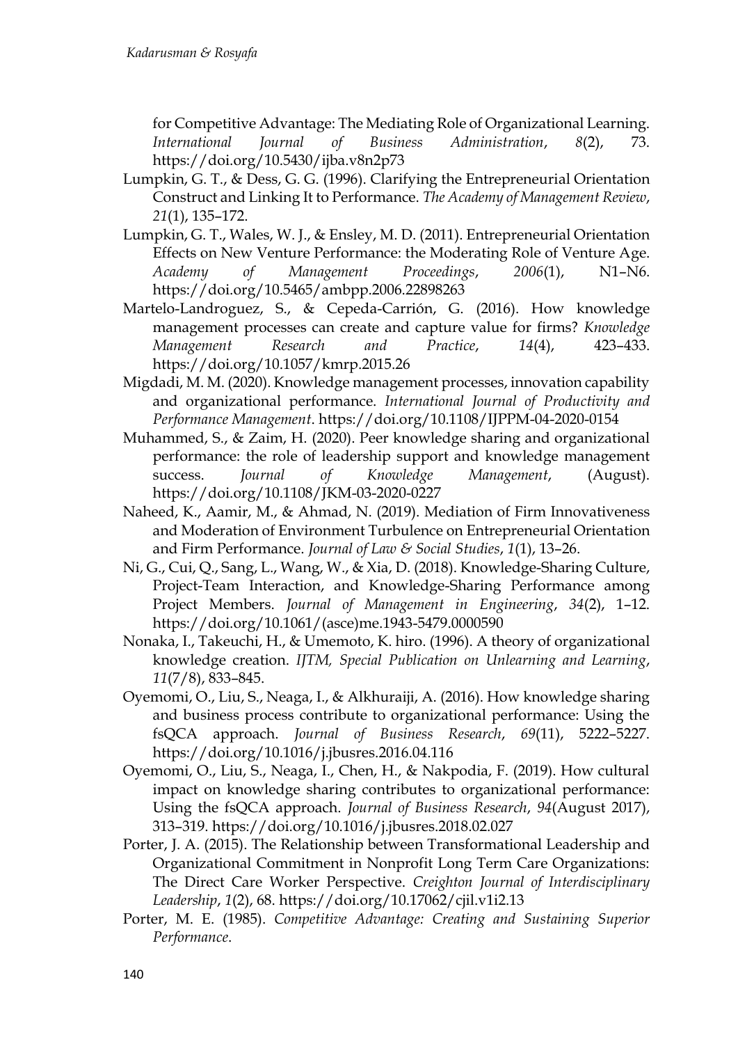for Competitive Advantage: The Mediating Role of Organizational Learning. *International Journal of Business Administration*, *8*(2), 73. https://doi.org/10.5430/ijba.v8n2p73

Lumpkin, G. T., & Dess, G. G. (1996). Clarifying the Entrepreneurial Orientation Construct and Linking It to Performance. *The Academy of Management Review*, *21*(1), 135–172.

Lumpkin, G. T., Wales, W. J., & Ensley, M. D. (2011). Entrepreneurial Orientation Effects on New Venture Performance: the Moderating Role of Venture Age. *Academy of Management Proceedings*, *2006*(1), N1–N6. https://doi.org/10.5465/ambpp.2006.22898263

Martelo-Landroguez, S., & Cepeda-Carrión, G. (2016). How knowledge management processes can create and capture value for firms? *Knowledge Management Research and Practice*, *14*(4), 423–433. https://doi.org/10.1057/kmrp.2015.26

Migdadi, M. M. (2020). Knowledge management processes, innovation capability and organizational performance. *International Journal of Productivity and Performance Management*. https://doi.org/10.1108/IJPPM-04-2020-0154

Muhammed, S., & Zaim, H. (2020). Peer knowledge sharing and organizational performance: the role of leadership support and knowledge management success. *Journal of Knowledge Management*, (August). https://doi.org/10.1108/JKM-03-2020-0227

Naheed, K., Aamir, M., & Ahmad, N. (2019). Mediation of Firm Innovativeness and Moderation of Environment Turbulence on Entrepreneurial Orientation and Firm Performance. *Journal of Law & Social Studies*, *1*(1), 13–26.

Ni, G., Cui, Q., Sang, L., Wang, W., & Xia, D. (2018). Knowledge-Sharing Culture, Project-Team Interaction, and Knowledge-Sharing Performance among Project Members. *Journal of Management in Engineering*, *34*(2), 1–12. https://doi.org/10.1061/(asce)me.1943-5479.0000590

Nonaka, I., Takeuchi, H., & Umemoto, K. hiro. (1996). A theory of organizational knowledge creation. *IJTM, Special Publication on Unlearning and Learning*, *11*(7/8), 833–845.

Oyemomi, O., Liu, S., Neaga, I., & Alkhuraiji, A. (2016). How knowledge sharing and business process contribute to organizational performance: Using the fsQCA approach. *Journal of Business Research*, *69*(11), 5222–5227. https://doi.org/10.1016/j.jbusres.2016.04.116

Oyemomi, O., Liu, S., Neaga, I., Chen, H., & Nakpodia, F. (2019). How cultural impact on knowledge sharing contributes to organizational performance: Using the fsQCA approach. *Journal of Business Research*, *94*(August 2017), 313–319. https://doi.org/10.1016/j.jbusres.2018.02.027

Porter, J. A. (2015). The Relationship between Transformational Leadership and Organizational Commitment in Nonprofit Long Term Care Organizations: The Direct Care Worker Perspective. *Creighton Journal of Interdisciplinary Leadership*, *1*(2), 68. https://doi.org/10.17062/cjil.v1i2.13

Porter, M. E. (1985). *Competitive Advantage: Creating and Sustaining Superior Performance*.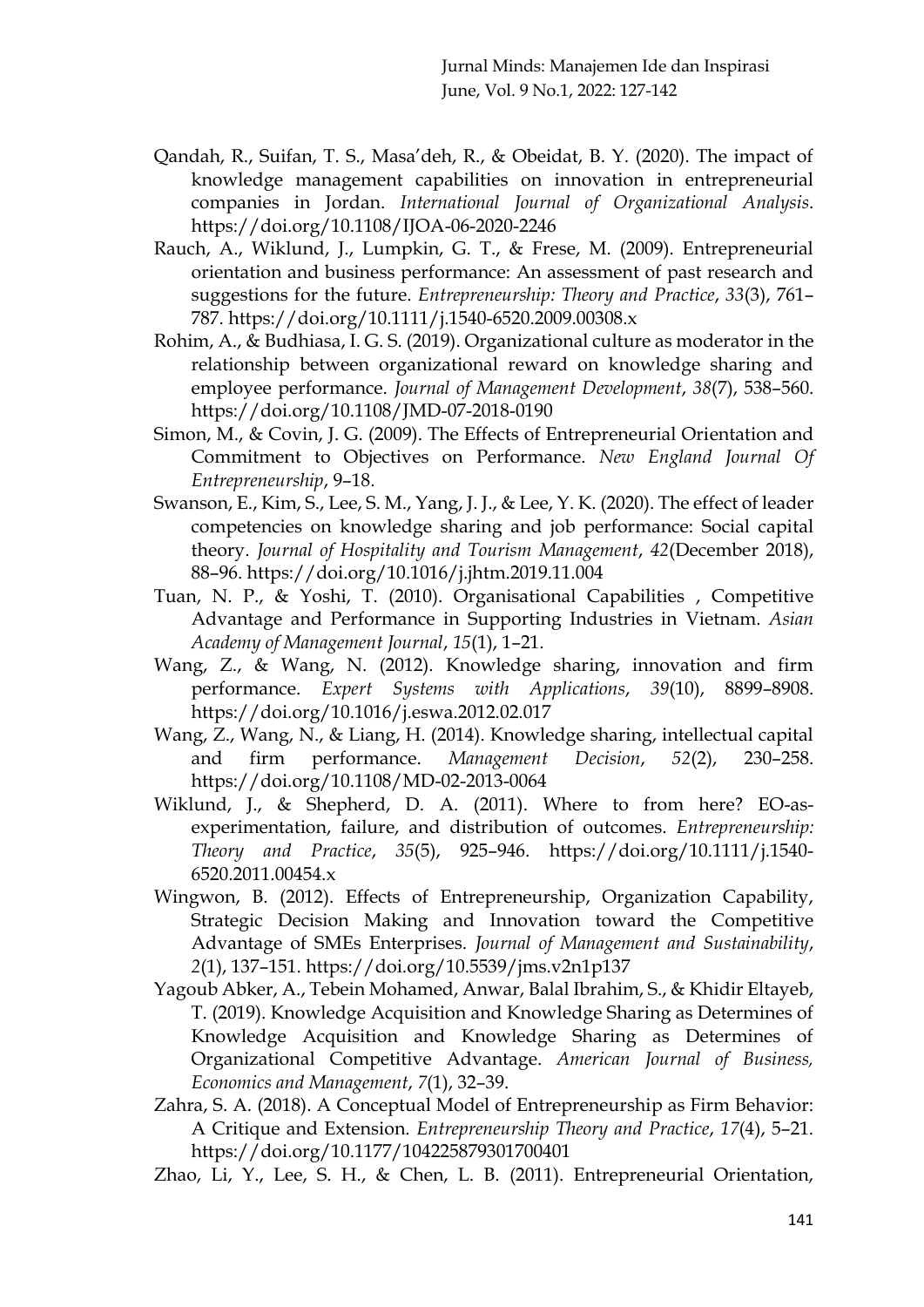Qandah, R., Suifan, T. S., Masa'deh, R., & Obeidat, B. Y. (2020). The impact of knowledge management capabilities on innovation in entrepreneurial companies in Jordan. *International Journal of Organizational Analysis*. https://doi.org/10.1108/IJOA-06-2020-2246

Rauch, A., Wiklund, J., Lumpkin, G. T., & Frese, M. (2009). Entrepreneurial orientation and business performance: An assessment of past research and suggestions for the future. *Entrepreneurship: Theory and Practice*, *33*(3), 761–787. https://doi.org/10.1111/j.1540-6520.2009.00308.x

Rohim, A., & Budhiasa, I. G. S. (2019). Organizational culture as moderator in the relationship between organizational reward on knowledge sharing and employee performance. *Journal of Management Development*, *38*(7), 538–560. https://doi.org/10.1108/JMD-07-2018-0190

Simon, M., & Covin, J. G. (2009). The Effects of Entrepreneurial Orientation and Commitment to Objectives on Performance. *New England Journal Of Entrepreneurship*, 9–18.

Swanson, E., Kim, S., Lee, S. M., Yang, J. J., & Lee, Y. K. (2020). The effect of leader competencies on knowledge sharing and job performance: Social capital theory. *Journal of Hospitality and Tourism Management*, *42*(December 2018), 88–96. https://doi.org/10.1016/j.jhtm.2019.11.004

Tuan, N. P., & Yoshi, T. (2010). Organisational Capabilities , Competitive Advantage and Performance in Supporting Industries in Vietnam. *Asian Academy of Management Journal*, *15*(1), 1–21.

Wang, Z., & Wang, N. (2012). Knowledge sharing, innovation and firm performance. *Expert Systems with Applications*, *39*(10), 8899–8908. https://doi.org/10.1016/j.eswa.2012.02.017

Wang, Z., Wang, N., & Liang, H. (2014). Knowledge sharing, intellectual capital and firm performance. *Management Decision*, *52*(2), 230–258. https://doi.org/10.1108/MD-02-2013-0064

Wiklund, J., & Shepherd, D. A. (2011). Where to from here? EO-as-experimentation, failure, and distribution of outcomes. *Entrepreneurship: Theory and Practice*, *35*(5), 925–946. https://doi.org/10.1111/j.1540-6520.2011.00454.x

Wingwon, B. (2012). Effects of Entrepreneurship, Organization Capability, Strategic Decision Making and Innovation toward the Competitive Advantage of SMEs Enterprises. *Journal of Management and Sustainability*, *2*(1), 137–151. https://doi.org/10.5539/jms.v2n1p137

Yagoub Abker, A., Tebein Mohamed, Anwar, Balal Ibrahim, S., & Khidir Eltayeb, T. (2019). Knowledge Acquisition and Knowledge Sharing as Determines of Knowledge Acquisition and Knowledge Sharing as Determines of Organizational Competitive Advantage. *American Journal of Business, Economics and Management*, *7*(1), 32–39.

Zahra, S. A. (2018). A Conceptual Model of Entrepreneurship as Firm Behavior: A Critique and Extension. *Entrepreneurship Theory and Practice*, *17*(4), 5–21. https://doi.org/10.1177/104225879301700401

Zhao, Li, Y., Lee, S. H., & Chen, L. B. (2011). Entrepreneurial Orientation,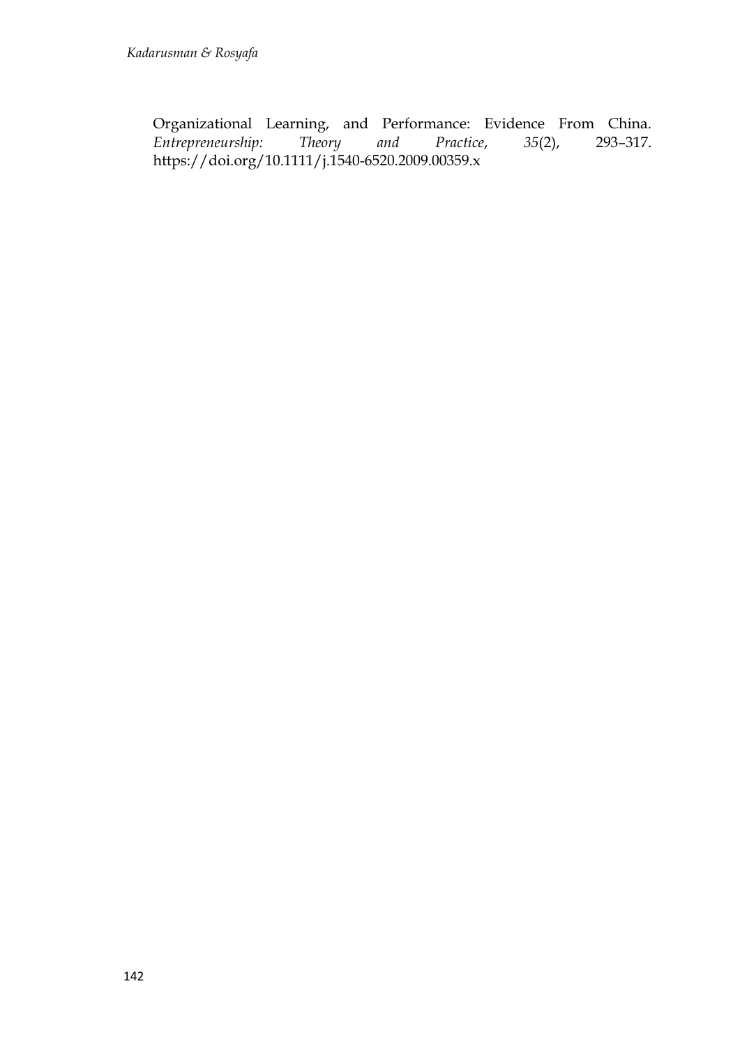Organizational Learning, and Performance: Evidence From China. *Entrepreneurship: Theory and Practice*, *35*(2), 293–317. https://doi.org/10.1111/j.1540-6520.2009.00359.x